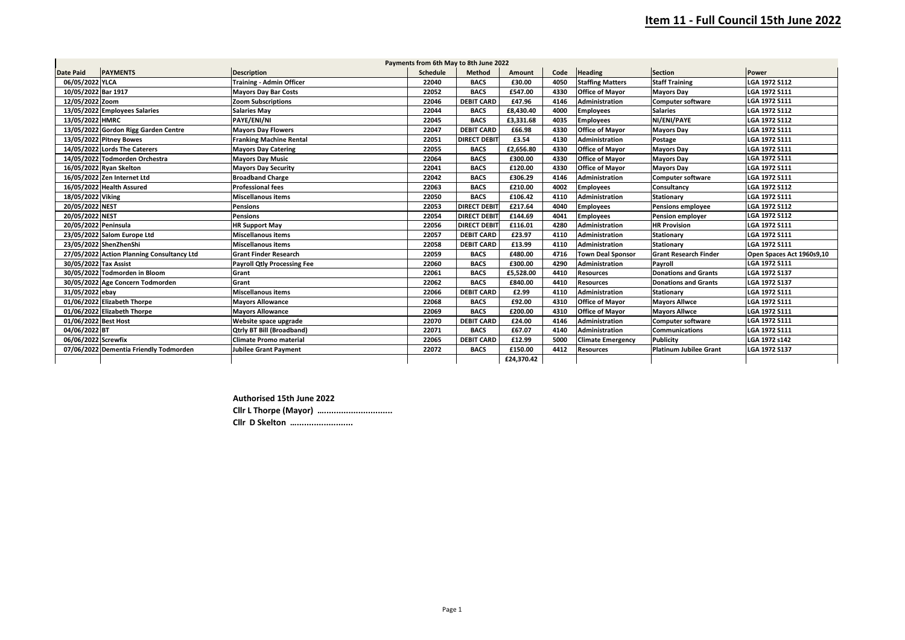# Item 11 - Full Council 15th June 2022

| Payments from 6th May to 8th June 2022 | | | | | | | | | |
|---|---|---|---|---|---|---|---|---|---|
| **Date Paid** | **PAYMENTS** | **Description** | **Schedule** | **Method** | **Amount** | **Code** | **Heading** | **Section** | **Power** |
| 06/05/2022 | YLCA | Training - Admin Officer | 22040 | BACS | £30.00 | 4050 | Staffing Matters | Staff Training | LGA 1972 S112 |
| 10/05/2022 | Bar 1917 | Mayors Day Bar Costs | 22052 | BACS | £547.00 | 4330 | Office of Mayor | Mayors Day | LGA 1972 S111 |
| 12/05/2022 | Zoom | Zoom Subscriptions | 22046 | DEBIT CARD | £47.96 | 4146 | Administration | Computer software | LGA 1972 S111 |
| 13/05/2022 | Employees Salaries | Salaries May | 22044 | BACS | £8,430.40 | 4000 | Employees | Salaries | LGA 1972 S112 |
| 13/05/2022 | HMRC | PAYE/ENI/NI | 22045 | BACS | £3,331.68 | 4035 | Employees | NI/ENI/PAYE | LGA 1972 S112 |
| 13/05/2022 | Gordon Rigg Garden Centre | Mayors Day Flowers | 22047 | DEBIT CARD | £66.98 | 4330 | Office of Mayor | Mayors Day | LGA 1972 S111 |
| 13/05/2022 | Pitney Bowes | Franking Machine Rental | 22051 | DIRECT DEBIT | £3.54 | 4130 | Administration | Postage | LGA 1972 S111 |
| 14/05/2022 | Lords The Caterers | Mayors Day Catering | 22055 | BACS | £2,656.80 | 4330 | Office of Mayor | Mayors Day | LGA 1972 S111 |
| 14/05/2022 | Todmorden Orchestra | Mayors Day Music | 22064 | BACS | £300.00 | 4330 | Office of Mayor | Mayors Day | LGA 1972 S111 |
| 16/05/2022 | Ryan Skelton | Mayors Day Security | 22041 | BACS | £120.00 | 4330 | Office of Mayor | Mayors Day | LGA 1972 S111 |
| 16/05/2022 | Zen Internet Ltd | Broadband Charge | 22042 | BACS | £306.29 | 4146 | Administration | Computer software | LGA 1972 S111 |
| 16/05/2022 | Health Assured | Professional fees | 22063 | BACS | £210.00 | 4002 | Employees | Consultancy | LGA 1972 S112 |
| 18/05/2022 | Viking | Miscellanous items | 22050 | BACS | £106.42 | 4110 | Administration | Stationary | LGA 1972 S111 |
| 20/05/2022 | NEST | Pensions | 22053 | DIRECT DEBIT | £217.64 | 4040 | Employees | Pensions employee | LGA 1972 S112 |
| 20/05/2022 | NEST | Pensions | 22054 | DIRECT DEBIT | £144.69 | 4041 | Employees | Pension employer | LGA 1972 S112 |
| 20/05/2022 | Peninsula | HR Support May | 22056 | DIRECT DEBIT | £116.01 | 4280 | Administration | HR Provision | LGA 1972 S111 |
| 23/05/2022 | Salom Europe Ltd | Miscellanous items | 22057 | DEBIT CARD | £23.97 | 4110 | Administration | Stationary | LGA 1972 S111 |
| 23/05/2022 | ShenZhenShi | Miscellanous items | 22058 | DEBIT CARD | £13.99 | 4110 | Administration | Stationary | LGA 1972 S111 |
| 27/05/2022 | Action Planning Consultancy Ltd | Grant Finder Research | 22059 | BACS | £480.00 | 4716 | Town Deal Sponsor | Grant Research Finder | Open Spaces Act 1960s9,10 |
| 30/05/2022 | Tax Assist | Payroll Qtly Processing Fee | 22060 | BACS | £300.00 | 4290 | Administration | Payroll | LGA 1972 S111 |
| 30/05/2022 | Todmorden in Bloom | Grant | 22061 | BACS | £5,528.00 | 4410 | Resources | Donations and Grants | LGA 1972 S137 |
| 30/05/2022 | Age Concern Todmorden | Grant | 22062 | BACS | £840.00 | 4410 | Resources | Donations and Grants | LGA 1972 S137 |
| 31/05/2022 | ebay | Miscellanous items | 22066 | DEBIT CARD | £2.99 | 4110 | Administration | Stationary | LGA 1972 S111 |
| 01/06/2022 | Elizabeth Thorpe | Mayors Allowance | 22068 | BACS | £92.00 | 4310 | Office of Mayor | Mayors Allwce | LGA 1972 S111 |
| 01/06/2022 | Elizabeth Thorpe | Mayors Allowance | 22069 | BACS | £200.00 | 4310 | Office of Mayor | Mayors Allwce | LGA 1972 S111 |
| 01/06/2022 | Best Host | Website space upgrade | 22070 | DEBIT CARD | £24.00 | 4146 | Administration | Computer software | LGA 1972 S111 |
| 04/06/2022 | BT | Qtrly BT Bill (Broadband) | 22071 | BACS | £67.07 | 4140 | Administration | Communications | LGA 1972 S111 |
| 06/06/2022 | Screwfix | Climate Promo material | 22065 | DEBIT CARD | £12.99 | 5000 | Climate Emergency | Publicity | LGA 1972 s142 |
| 07/06/2022 | Dementia Friendly Todmorden | Jubilee Grant Payment | 22072 | BACS | £150.00 | 4412 | Resources | Platinum Jubilee Grant | LGA 1972 S137 |
| | | | | | £24,370.42 | | | | |

**Authorised 15th June 2022**

**Cllr L Thorpe (Mayor) ................................**

**Cllr D Skelton ..........................**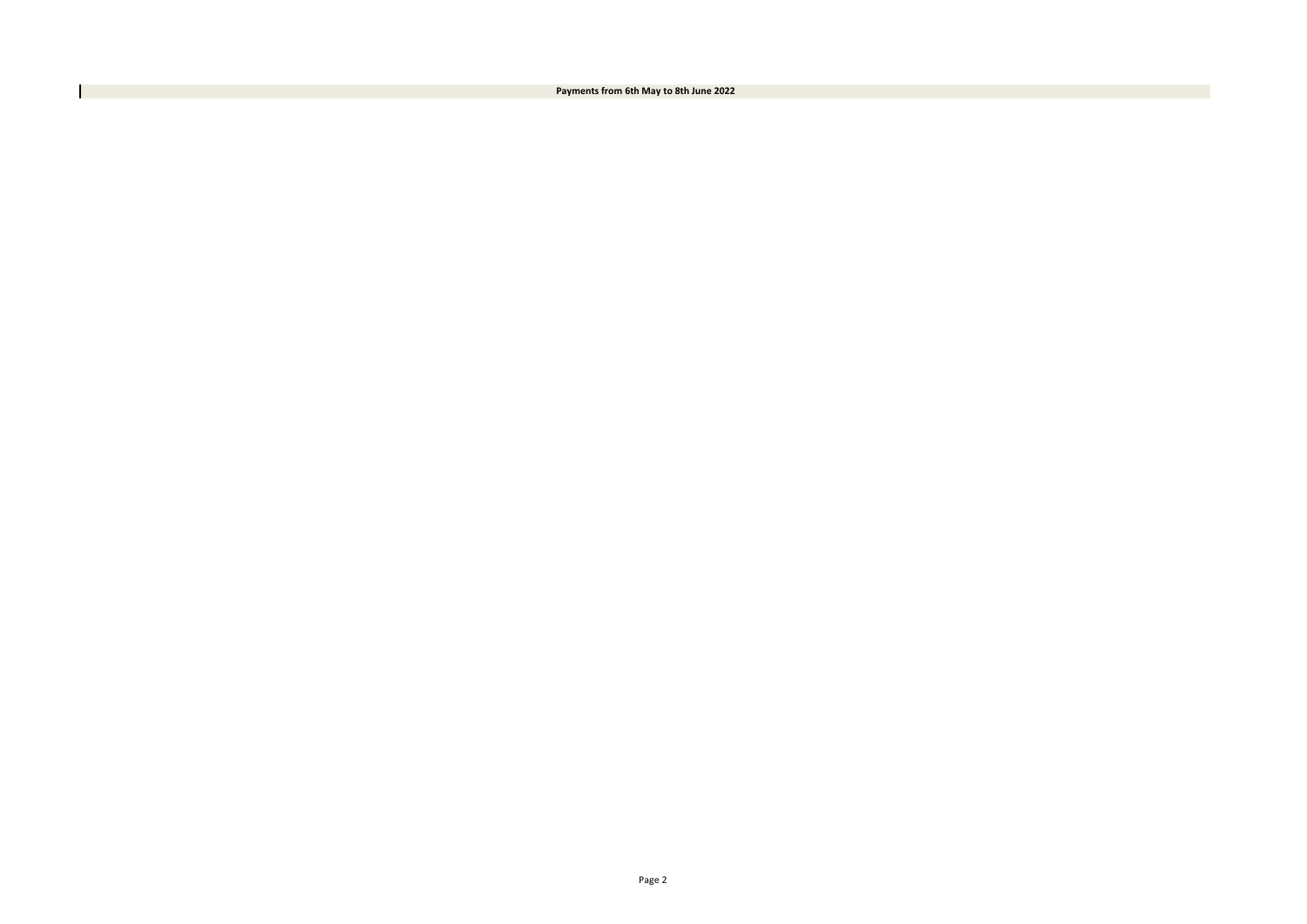**Payments from 6th May to 8th June 2022**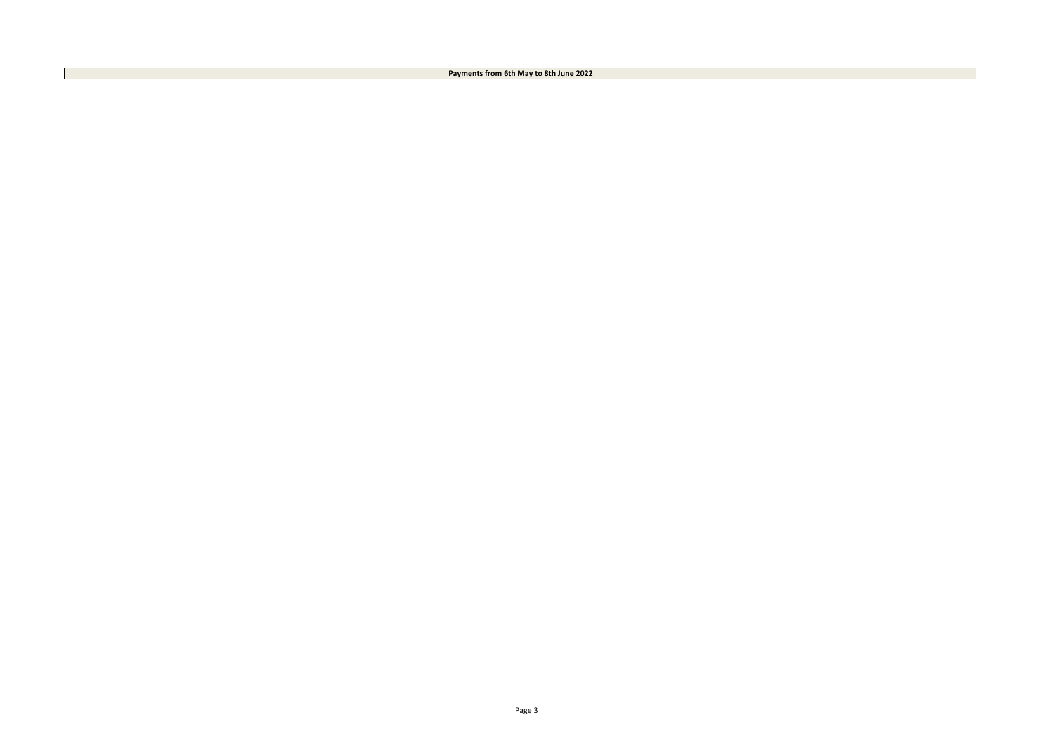**Payments from 6th May to 8th June 2022**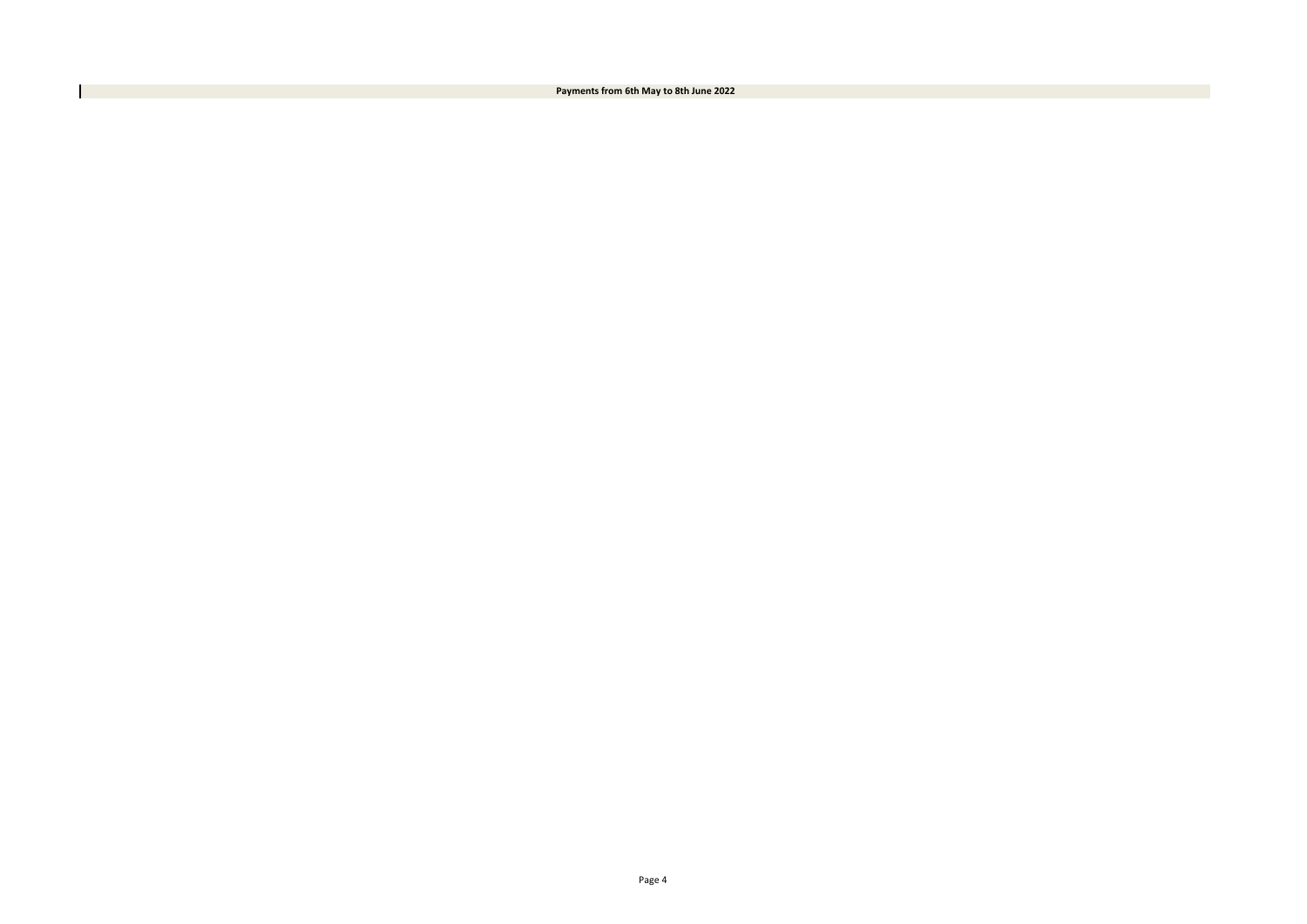**Payments from 6th May to 8th June 2022**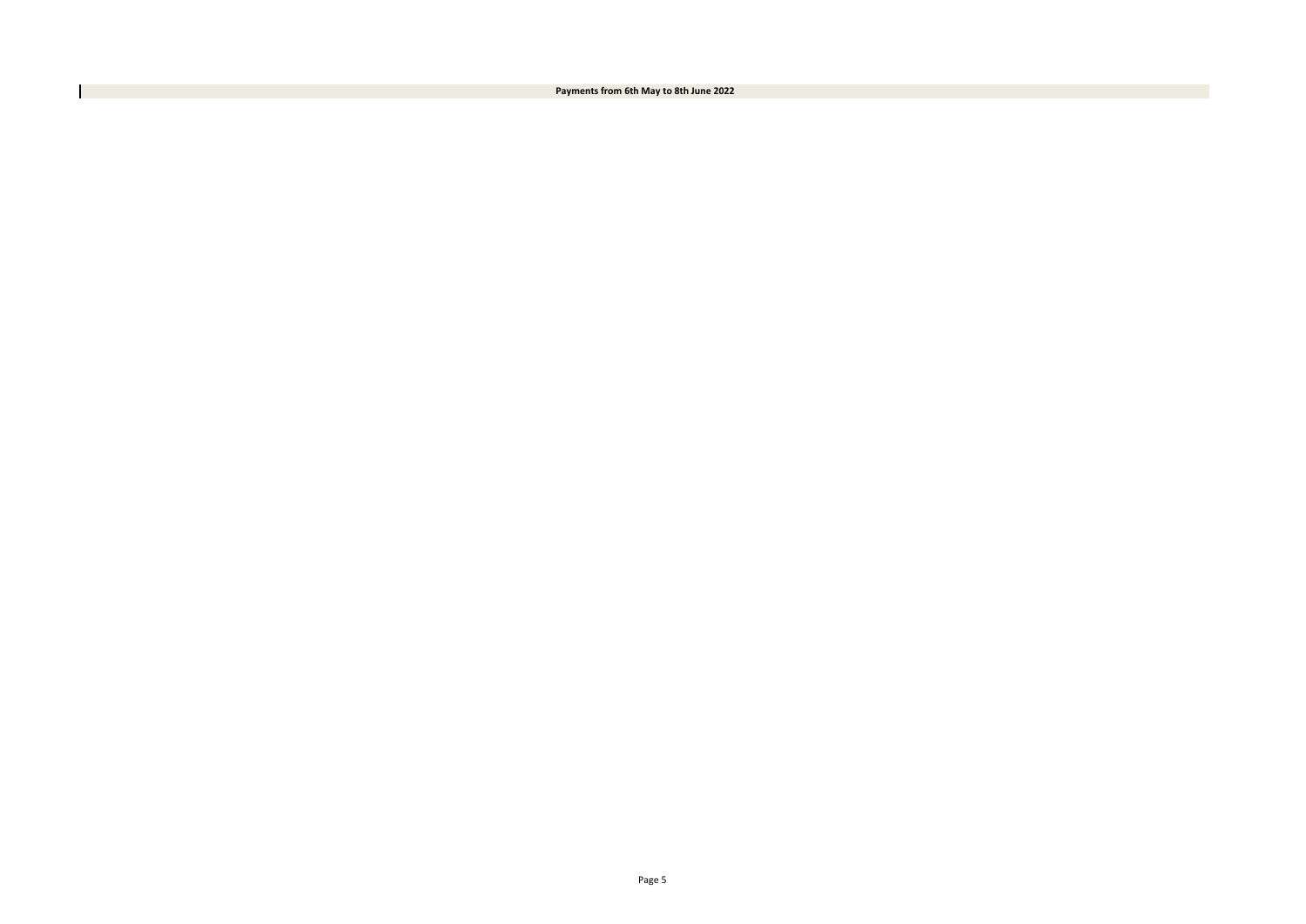**Payments from 6th May to 8th June 2022**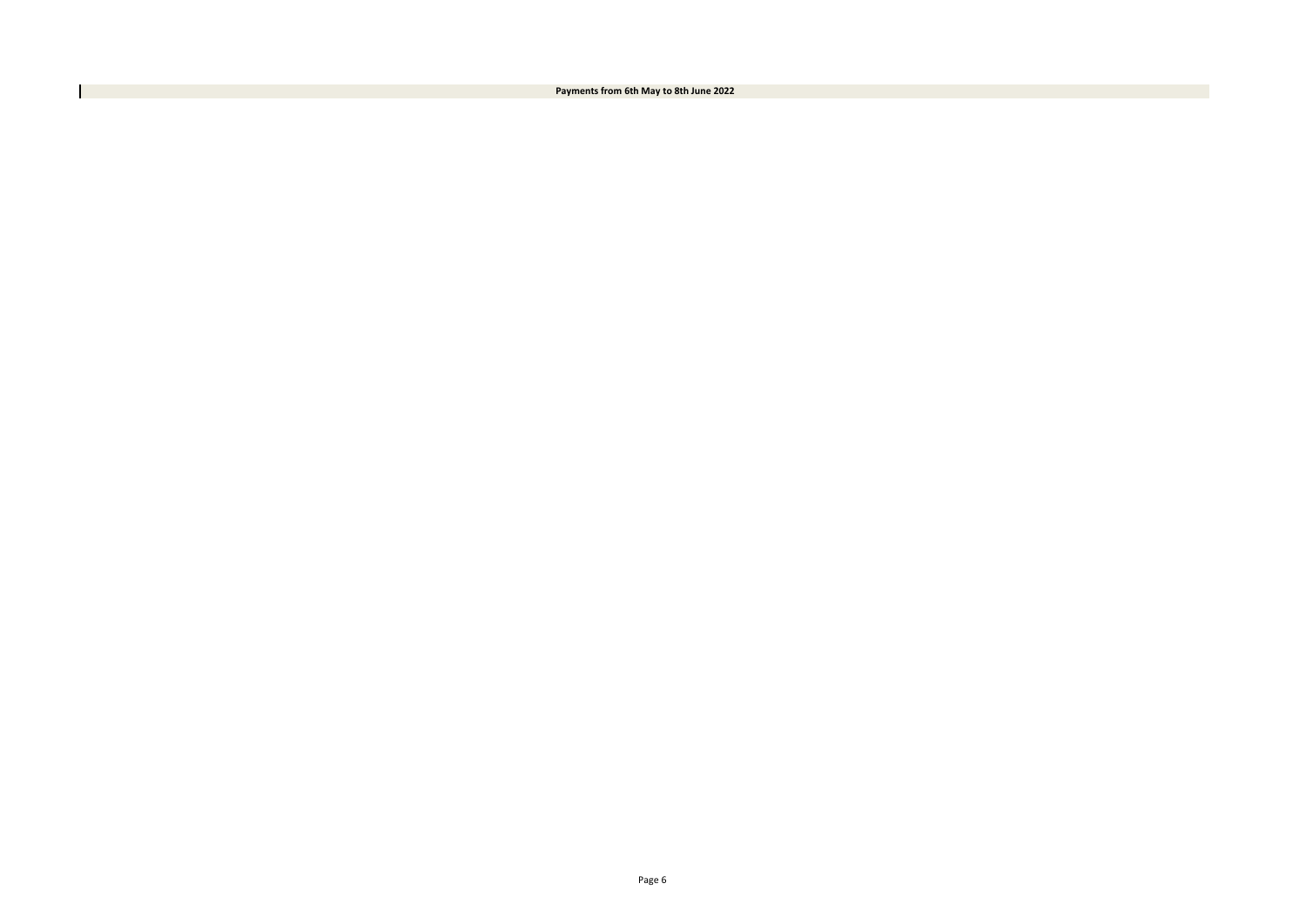**Payments from 6th May to 8th June 2022**